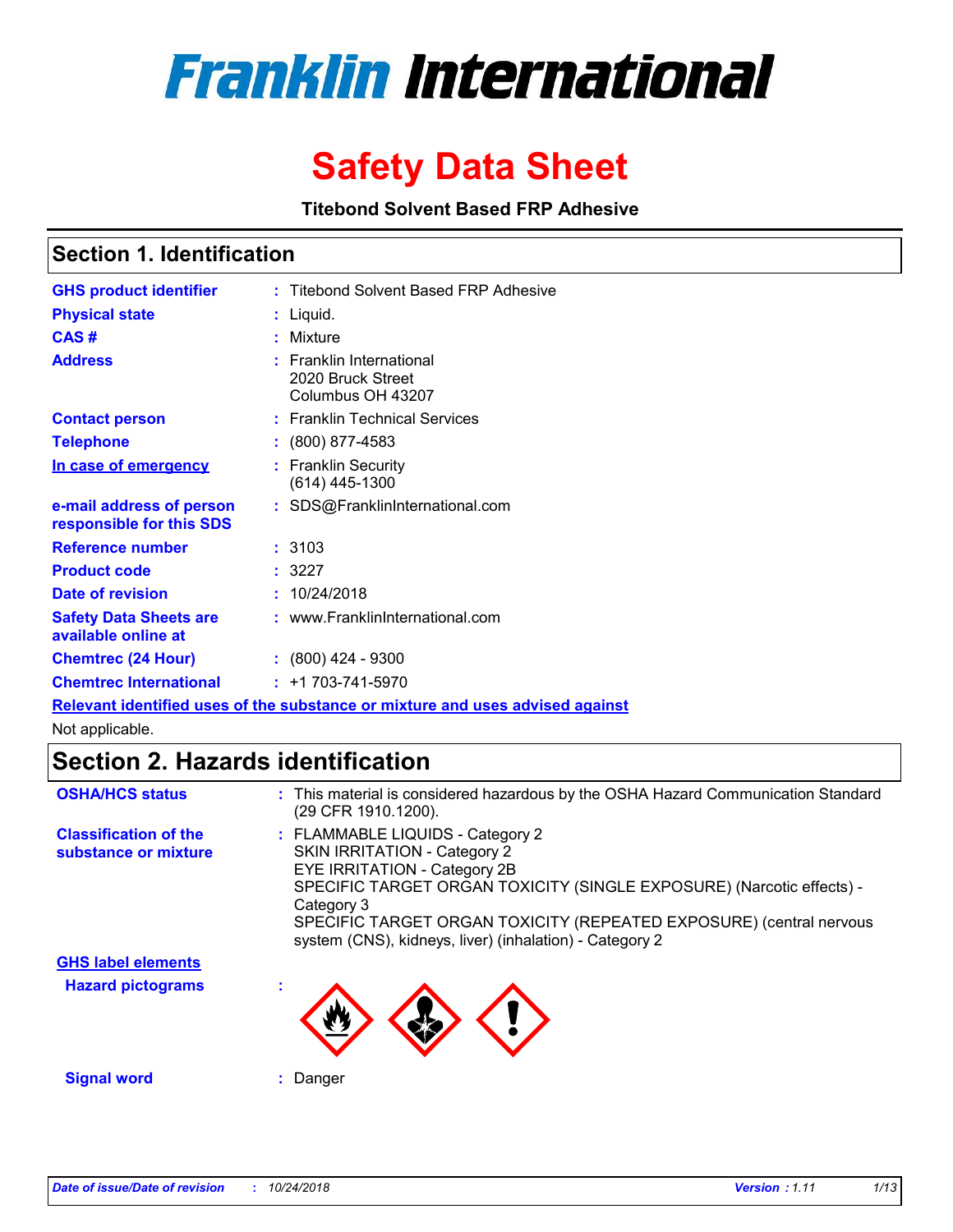# Franklin International

# Safety Data Sheet

**Titebond Solvent Based FRP Adhesive**

## Section 1. Identification

| | | |
|---|---|---|
| **GHS product identifier** | : | Titebond Solvent Based FRP Adhesive |
| **Physical state** | : | Liquid. |
| **CAS #** | : | Mixture |
| **Address** | : | Franklin International<br>2020 Bruck Street<br>Columbus OH 43207 |
| **Contact person** | : | Franklin Technical Services |
| **Telephone** | : | (800) 877-4583 |
| **In case of emergency** | : | Franklin Security<br>(614) 445-1300 |
| **e-mail address of person responsible for this SDS** | : | SDS@FranklinInternational.com |
| **Reference number** | : | 3103 |
| **Product code** | : | 3227 |
| **Date of revision** | : | 10/24/2018 |
| **Safety Data Sheets are available online at** | : | www.FranklinInternational.com |
| **Chemtrec (24 Hour)** | : | (800) 424 - 9300 |
| **Chemtrec International** | : | +1 703-741-5970 |

**Relevant identified uses of the substance or mixture and uses advised against**

Not applicable.

## Section 2. Hazards identification

| | | |
|---|---|---|
| **OSHA/HCS status** | : | This material is considered hazardous by the OSHA Hazard Communication Standard (29 CFR 1910.1200). |
| **Classification of the substance or mixture** | : | FLAMMABLE LIQUIDS - Category 2<br>SKIN IRRITATION - Category 2<br>EYE IRRITATION - Category 2B<br>SPECIFIC TARGET ORGAN TOXICITY (SINGLE EXPOSURE) (Narcotic effects) - Category 3<br>SPECIFIC TARGET ORGAN TOXICITY (REPEATED EXPOSURE) (central nervous system (CNS), kidneys, liver) (inhalation) - Category 2 |

**GHS label elements**

| | | |
|---|---|---|
| **Hazard pictograms** | : | |
| **Signal word** | : | Danger |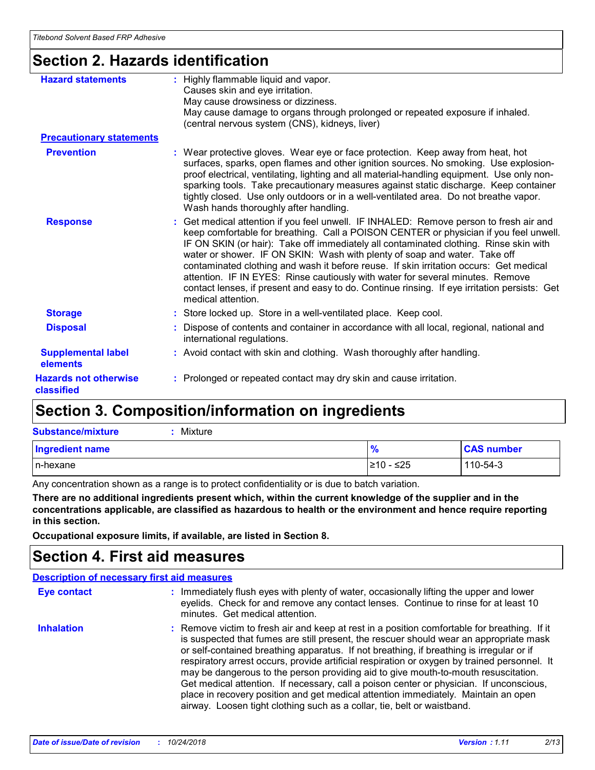## Section 2. Hazards identification

**Hazard statements** : Highly flammable liquid and vapor.
Causes skin and eye irritation.
May cause drowsiness or dizziness.
May cause damage to organs through prolonged or repeated exposure if inhaled. (central nervous system (CNS), kidneys, liver)

**Precautionary statements**

**Prevention** : Wear protective gloves. Wear eye or face protection. Keep away from heat, hot surfaces, sparks, open flames and other ignition sources. No smoking. Use explosion-proof electrical, ventilating, lighting and all material-handling equipment. Use only non-sparking tools. Take precautionary measures against static discharge. Keep container tightly closed. Use only outdoors or in a well-ventilated area. Do not breathe vapor. Wash hands thoroughly after handling.

**Response** : Get medical attention if you feel unwell. IF INHALED: Remove person to fresh air and keep comfortable for breathing. Call a POISON CENTER or physician if you feel unwell. IF ON SKIN (or hair): Take off immediately all contaminated clothing. Rinse skin with water or shower. IF ON SKIN: Wash with plenty of soap and water. Take off contaminated clothing and wash it before reuse. If skin irritation occurs: Get medical attention. IF IN EYES: Rinse cautiously with water for several minutes. Remove contact lenses, if present and easy to do. Continue rinsing. If eye irritation persists: Get medical attention.

**Storage** : Store locked up. Store in a well-ventilated place. Keep cool.

**Disposal** : Dispose of contents and container in accordance with all local, regional, national and international regulations.

**Supplemental label elements** : Avoid contact with skin and clothing. Wash thoroughly after handling.

**Hazards not otherwise classified** : Prolonged or repeated contact may dry skin and cause irritation.

## Section 3. Composition/information on ingredients

**Substance/mixture** : Mixture

| Ingredient name | % | CAS number |
|---|---|---|
| n-hexane | ≥10 - ≤25 | 110-54-3 |

Any concentration shown as a range is to protect confidentiality or is due to batch variation.

**There are no additional ingredients present which, within the current knowledge of the supplier and in the concentrations applicable, are classified as hazardous to health or the environment and hence require reporting in this section.**

**Occupational exposure limits, if available, are listed in Section 8.**

## Section 4. First aid measures

**Description of necessary first aid measures**

**Eye contact** : Immediately flush eyes with plenty of water, occasionally lifting the upper and lower eyelids. Check for and remove any contact lenses. Continue to rinse for at least 10 minutes. Get medical attention.

**Inhalation** : Remove victim to fresh air and keep at rest in a position comfortable for breathing. If it is suspected that fumes are still present, the rescuer should wear an appropriate mask or self-contained breathing apparatus. If not breathing, if breathing is irregular or if respiratory arrest occurs, provide artificial respiration or oxygen by trained personnel. It may be dangerous to the person providing aid to give mouth-to-mouth resuscitation. Get medical attention. If necessary, call a poison center or physician. If unconscious, place in recovery position and get medical attention immediately. Maintain an open airway. Loosen tight clothing such as a collar, tie, belt or waistband.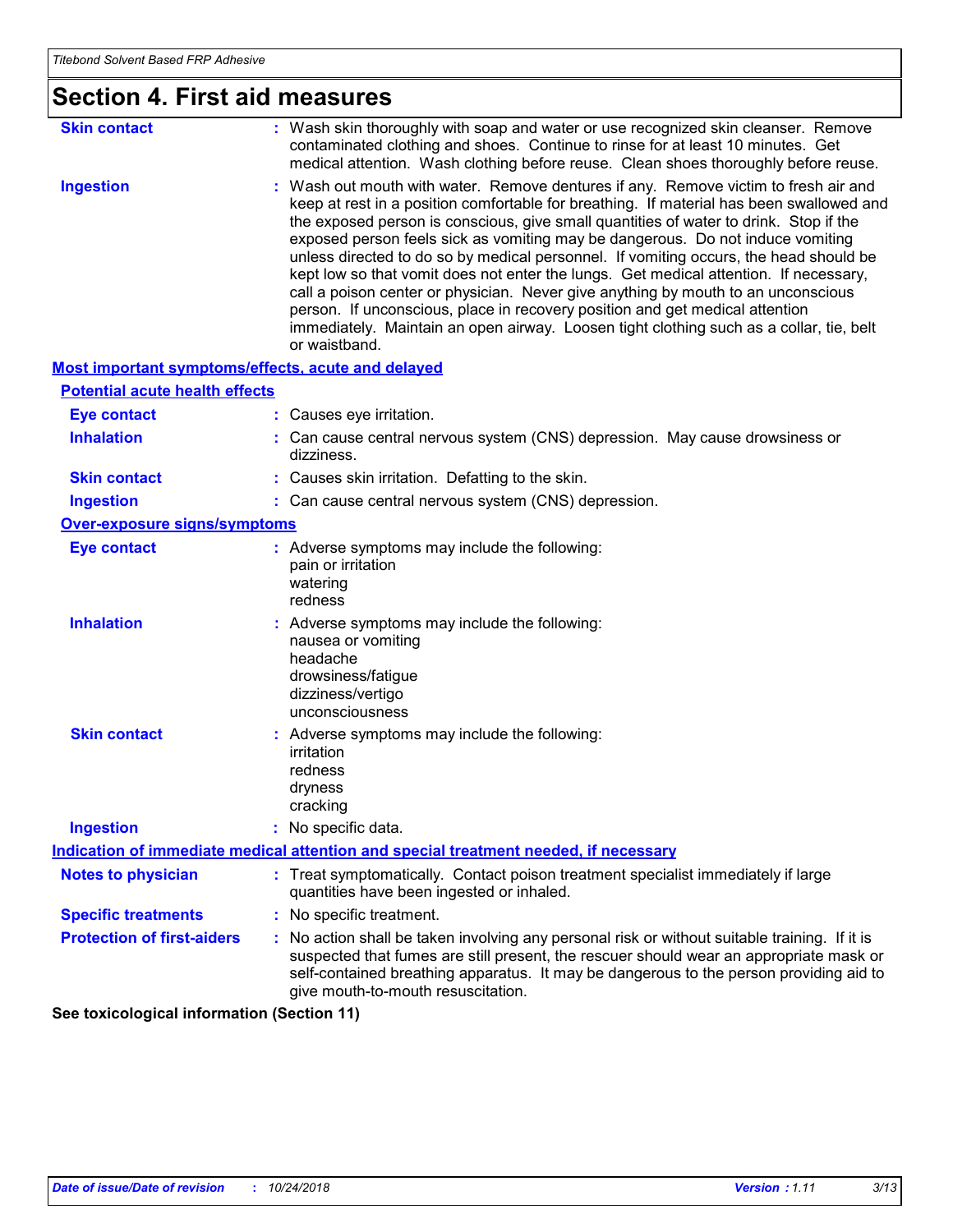## Section 4. First aid measures

**Skin contact** : Wash skin thoroughly with soap and water or use recognized skin cleanser. Remove contaminated clothing and shoes. Continue to rinse for at least 10 minutes. Get medical attention. Wash clothing before reuse. Clean shoes thoroughly before reuse.

**Ingestion** : Wash out mouth with water. Remove dentures if any. Remove victim to fresh air and keep at rest in a position comfortable for breathing. If material has been swallowed and the exposed person is conscious, give small quantities of water to drink. Stop if the exposed person feels sick as vomiting may be dangerous. Do not induce vomiting unless directed to do so by medical personnel. If vomiting occurs, the head should be kept low so that vomit does not enter the lungs. Get medical attention. If necessary, call a poison center or physician. Never give anything by mouth to an unconscious person. If unconscious, place in recovery position and get medical attention immediately. Maintain an open airway. Loosen tight clothing such as a collar, tie, belt or waistband.

### Most important symptoms/effects, acute and delayed

#### Potential acute health effects

**Eye contact** : Causes eye irritation.

**Inhalation** : Can cause central nervous system (CNS) depression. May cause drowsiness or dizziness.

**Skin contact** : Causes skin irritation. Defatting to the skin.

**Ingestion** : Can cause central nervous system (CNS) depression.

#### Over-exposure signs/symptoms

**Eye contact** : Adverse symptoms may include the following:
pain or irritation
watering
redness

**Inhalation** : Adverse symptoms may include the following:
nausea or vomiting
headache
drowsiness/fatigue
dizziness/vertigo
unconsciousness

**Skin contact** : Adverse symptoms may include the following:
irritation
redness
dryness
cracking

**Ingestion** : No specific data.

### Indication of immediate medical attention and special treatment needed, if necessary

**Notes to physician** : Treat symptomatically. Contact poison treatment specialist immediately if large quantities have been ingested or inhaled.

**Specific treatments** : No specific treatment.

**Protection of first-aiders** : No action shall be taken involving any personal risk or without suitable training. If it is suspected that fumes are still present, the rescuer should wear an appropriate mask or self-contained breathing apparatus. It may be dangerous to the person providing aid to give mouth-to-mouth resuscitation.

**See toxicological information (Section 11)**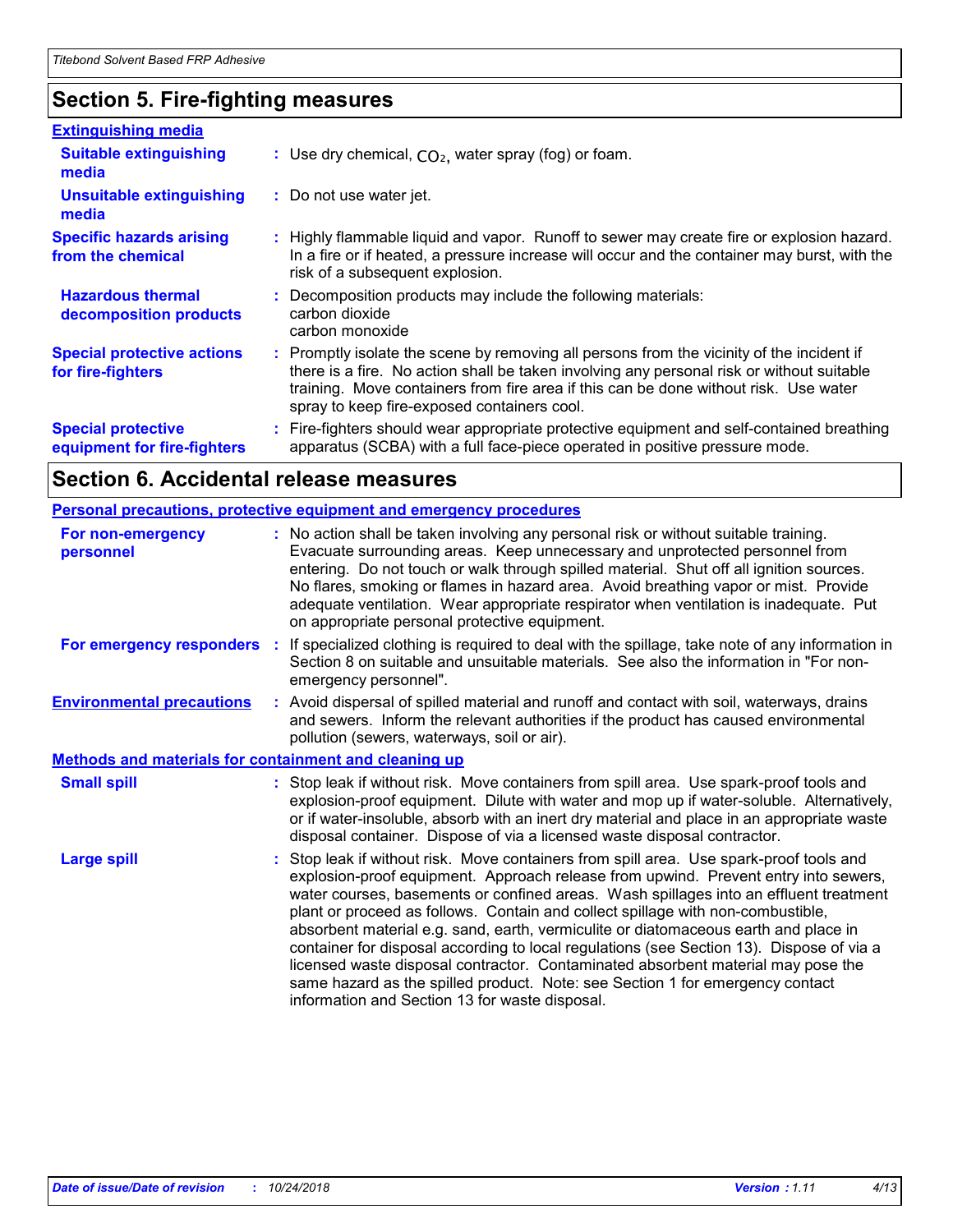## Section 5. Fire-fighting measures

### Extinguishing media

**Suitable extinguishing media** : Use dry chemical, $CO_2$, water spray (fog) or foam.

**Unsuitable extinguishing media** : Do not use water jet.

**Specific hazards arising from the chemical** : Highly flammable liquid and vapor. Runoff to sewer may create fire or explosion hazard. In a fire or if heated, a pressure increase will occur and the container may burst, with the risk of a subsequent explosion.

**Hazardous thermal decomposition products** : Decomposition products may include the following materials:
carbon dioxide
carbon monoxide

**Special protective actions for fire-fighters** : Promptly isolate the scene by removing all persons from the vicinity of the incident if there is a fire. No action shall be taken involving any personal risk or without suitable training. Move containers from fire area if this can be done without risk. Use water spray to keep fire-exposed containers cool.

**Special protective equipment for fire-fighters** : Fire-fighters should wear appropriate protective equipment and self-contained breathing apparatus (SCBA) with a full face-piece operated in positive pressure mode.

## Section 6. Accidental release measures

### Personal precautions, protective equipment and emergency procedures

**For non-emergency personnel** : No action shall be taken involving any personal risk or without suitable training. Evacuate surrounding areas. Keep unnecessary and unprotected personnel from entering. Do not touch or walk through spilled material. Shut off all ignition sources. No flares, smoking or flames in hazard area. Avoid breathing vapor or mist. Provide adequate ventilation. Wear appropriate respirator when ventilation is inadequate. Put on appropriate personal protective equipment.

**For emergency responders** : If specialized clothing is required to deal with the spillage, take note of any information in Section 8 on suitable and unsuitable materials. See also the information in "For non-emergency personnel".

**Environmental precautions** : Avoid dispersal of spilled material and runoff and contact with soil, waterways, drains and sewers. Inform the relevant authorities if the product has caused environmental pollution (sewers, waterways, soil or air).

### Methods and materials for containment and cleaning up

**Small spill** : Stop leak if without risk. Move containers from spill area. Use spark-proof tools and explosion-proof equipment. Dilute with water and mop up if water-soluble. Alternatively, or if water-insoluble, absorb with an inert dry material and place in an appropriate waste disposal container. Dispose of via a licensed waste disposal contractor.

**Large spill** : Stop leak if without risk. Move containers from spill area. Use spark-proof tools and explosion-proof equipment. Approach release from upwind. Prevent entry into sewers, water courses, basements or confined areas. Wash spillages into an effluent treatment plant or proceed as follows. Contain and collect spillage with non-combustible, absorbent material e.g. sand, earth, vermiculite or diatomaceous earth and place in container for disposal according to local regulations (see Section 13). Dispose of via a licensed waste disposal contractor. Contaminated absorbent material may pose the same hazard as the spilled product. Note: see Section 1 for emergency contact information and Section 13 for waste disposal.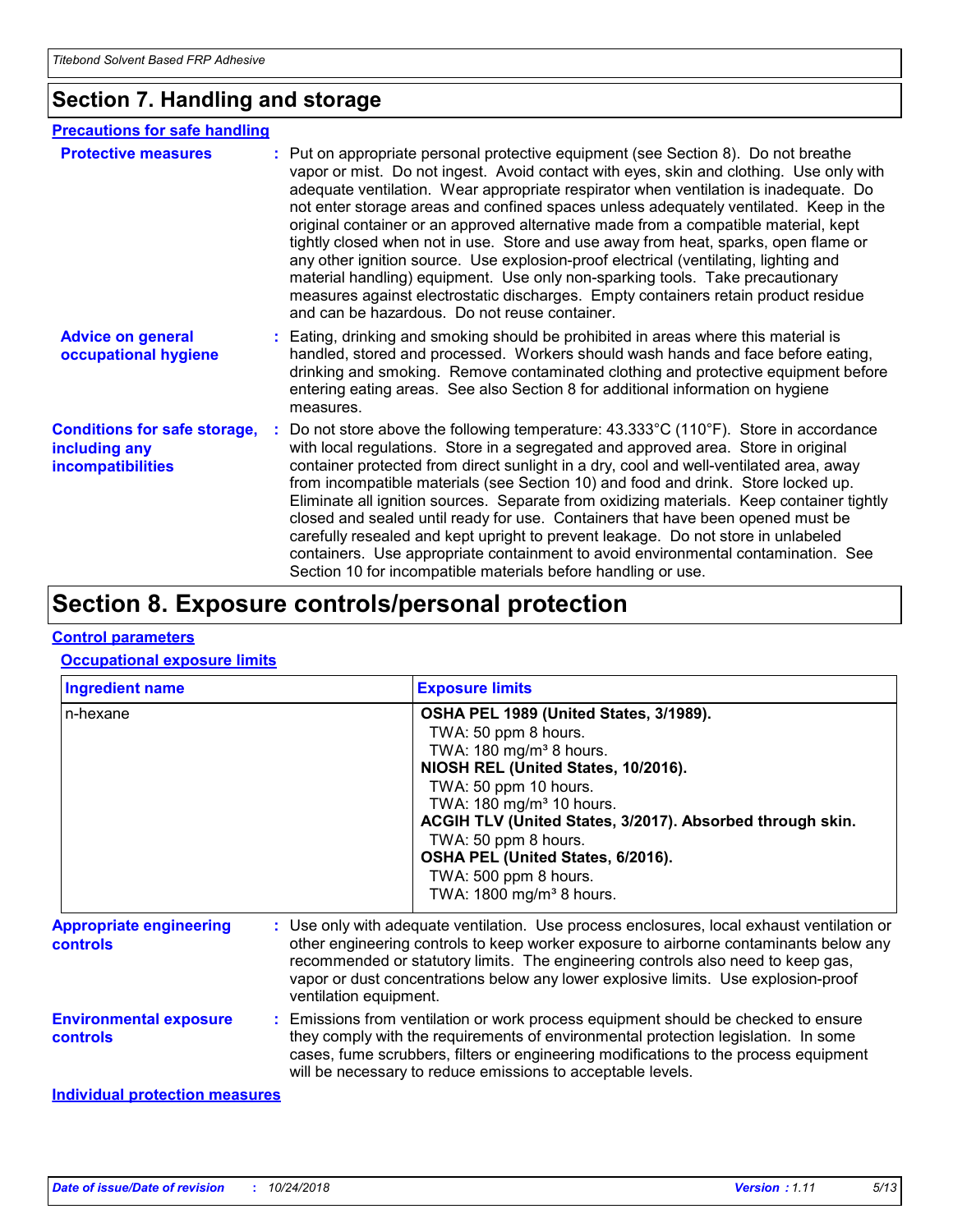## Section 7. Handling and storage

### Precautions for safe handling

**Protective measures** : Put on appropriate personal protective equipment (see Section 8). Do not breathe vapor or mist. Do not ingest. Avoid contact with eyes, skin and clothing. Use only with adequate ventilation. Wear appropriate respirator when ventilation is inadequate. Do not enter storage areas and confined spaces unless adequately ventilated. Keep in the original container or an approved alternative made from a compatible material, kept tightly closed when not in use. Store and use away from heat, sparks, open flame or any other ignition source. Use explosion-proof electrical (ventilating, lighting and material handling) equipment. Use only non-sparking tools. Take precautionary measures against electrostatic discharges. Empty containers retain product residue and can be hazardous. Do not reuse container.

**Advice on general occupational hygiene** : Eating, drinking and smoking should be prohibited in areas where this material is handled, stored and processed. Workers should wash hands and face before eating, drinking and smoking. Remove contaminated clothing and protective equipment before entering eating areas. See also Section 8 for additional information on hygiene measures.

**Conditions for safe storage, including any incompatibilities** : Do not store above the following temperature: 43.333°C (110°F). Store in accordance with local regulations. Store in a segregated and approved area. Store in original container protected from direct sunlight in a dry, cool and well-ventilated area, away from incompatible materials (see Section 10) and food and drink. Store locked up. Eliminate all ignition sources. Separate from oxidizing materials. Keep container tightly closed and sealed until ready for use. Containers that have been opened must be carefully resealed and kept upright to prevent leakage. Do not store in unlabeled containers. Use appropriate containment to avoid environmental contamination. See Section 10 for incompatible materials before handling or use.

## Section 8. Exposure controls/personal protection

### Control parameters

#### Occupational exposure limits

| Ingredient name | Exposure limits |
|---|---|
| n-hexane | **OSHA PEL 1989 (United States, 3/1989).**<br>TWA: 50 ppm 8 hours.<br>TWA: 180 mg/m³ 8 hours.<br>**NIOSH REL (United States, 10/2016).**<br>TWA: 50 ppm 10 hours.<br>TWA: 180 mg/m³ 10 hours.<br>**ACGIH TLV (United States, 3/2017). Absorbed through skin.**<br>TWA: 50 ppm 8 hours.<br>**OSHA PEL (United States, 6/2016).**<br>TWA: 500 ppm 8 hours.<br>TWA: 1800 mg/m³ 8 hours. |

**Appropriate engineering controls** : Use only with adequate ventilation. Use process enclosures, local exhaust ventilation or other engineering controls to keep worker exposure to airborne contaminants below any recommended or statutory limits. The engineering controls also need to keep gas, vapor or dust concentrations below any lower explosive limits. Use explosion-proof ventilation equipment.

**Environmental exposure controls** : Emissions from ventilation or work process equipment should be checked to ensure they comply with the requirements of environmental protection legislation. In some cases, fume scrubbers, filters or engineering modifications to the process equipment will be necessary to reduce emissions to acceptable levels.

### Individual protection measures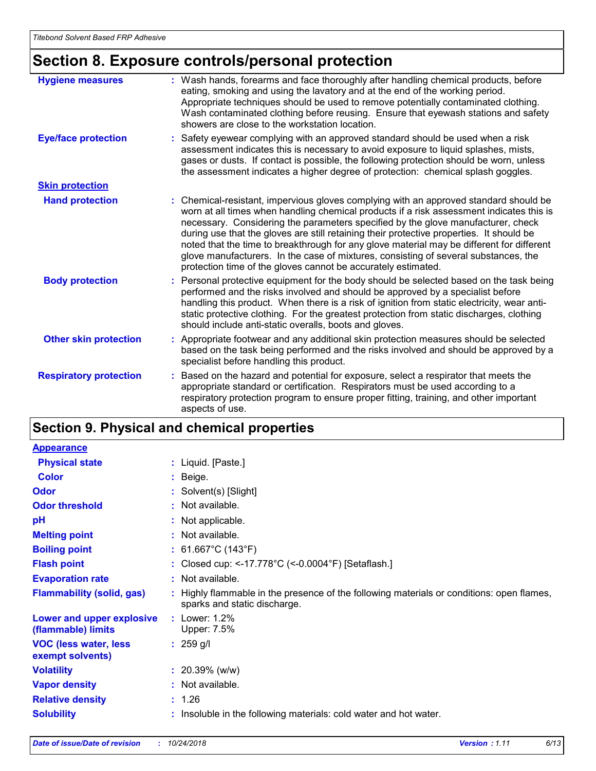## Section 8. Exposure controls/personal protection

| | |
|---|---|
| **Hygiene measures** | : Wash hands, forearms and face thoroughly after handling chemical products, before eating, smoking and using the lavatory and at the end of the working period. Appropriate techniques should be used to remove potentially contaminated clothing. Wash contaminated clothing before reusing. Ensure that eyewash stations and safety showers are close to the workstation location. |
| **Eye/face protection** | : Safety eyewear complying with an approved standard should be used when a risk assessment indicates this is necessary to avoid exposure to liquid splashes, mists, gases or dusts. If contact is possible, the following protection should be worn, unless the assessment indicates a higher degree of protection: chemical splash goggles. |
| **Skin protection** | |
| **Hand protection** | : Chemical-resistant, impervious gloves complying with an approved standard should be worn at all times when handling chemical products if a risk assessment indicates this is necessary. Considering the parameters specified by the glove manufacturer, check during use that the gloves are still retaining their protective properties. It should be noted that the time to breakthrough for any glove material may be different for different glove manufacturers. In the case of mixtures, consisting of several substances, the protection time of the gloves cannot be accurately estimated. |
| **Body protection** | : Personal protective equipment for the body should be selected based on the task being performed and the risks involved and should be approved by a specialist before handling this product. When there is a risk of ignition from static electricity, wear anti-static protective clothing. For the greatest protection from static discharges, clothing should include anti-static overalls, boots and gloves. |
| **Other skin protection** | : Appropriate footwear and any additional skin protection measures should be selected based on the task being performed and the risks involved and should be approved by a specialist before handling this product. |
| **Respiratory protection** | : Based on the hazard and potential for exposure, select a respirator that meets the appropriate standard or certification. Respirators must be used according to a respiratory protection program to ensure proper fitting, training, and other important aspects of use. |

## Section 9. Physical and chemical properties

| | |
|---|---|
| **Appearance** | |
| **Physical state** | : Liquid. [Paste.] |
| **Color** | : Beige. |
| **Odor** | : Solvent(s) [Slight] |
| **Odor threshold** | : Not available. |
| **pH** | : Not applicable. |
| **Melting point** | : Not available. |
| **Boiling point** | : 61.667°C (143°F) |
| **Flash point** | : Closed cup: <-17.778°C (<-0.0004°F) [Setaflash.] |
| **Evaporation rate** | : Not available. |
| **Flammability (solid, gas)** | : Highly flammable in the presence of the following materials or conditions: open flames, sparks and static discharge. |
| **Lower and upper explosive (flammable) limits** | : Lower: 1.2%<br>Upper: 7.5% |
| **VOC (less water, less exempt solvents)** | : 259 g/l |
| **Volatility** | : 20.39% (w/w) |
| **Vapor density** | : Not available. |
| **Relative density** | : 1.26 |
| **Solubility** | : Insoluble in the following materials: cold water and hot water. |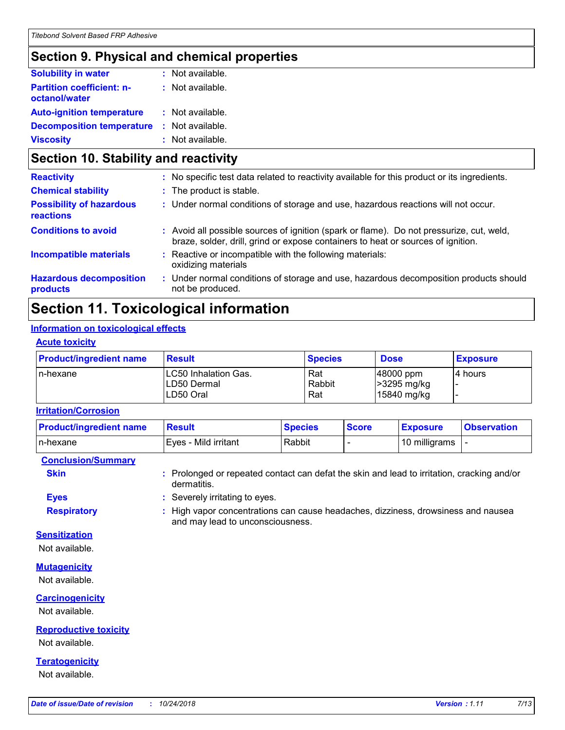## Section 9. Physical and chemical properties

**Solubility in water** : Not available.

**Partition coefficient: n-octanol/water** : Not available.

**Auto-ignition temperature** : Not available.

**Decomposition temperature** : Not available.

**Viscosity** : Not available.

## Section 10. Stability and reactivity

**Reactivity** : No specific test data related to reactivity available for this product or its ingredients.

**Chemical stability** : The product is stable.

**Possibility of hazardous reactions** : Under normal conditions of storage and use, hazardous reactions will not occur.

**Conditions to avoid** : Avoid all possible sources of ignition (spark or flame). Do not pressurize, cut, weld, braze, solder, drill, grind or expose containers to heat or sources of ignition.

**Incompatible materials** : Reactive or incompatible with the following materials: oxidizing materials

**Hazardous decomposition products** : Under normal conditions of storage and use, hazardous decomposition products should not be produced.

## Section 11. Toxicological information

### Information on toxicological effects

#### Acute toxicity

| Product/ingredient name | Result | Species | Dose | Exposure |
|---|---|---|---|---|
| n-hexane | LC50 Inhalation Gas. | Rat | 48000 ppm | 4 hours |
| | LD50 Dermal | Rabbit | >3295 mg/kg | - |
| | LD50 Oral | Rat | 15840 mg/kg | - |

#### Irritation/Corrosion

| Product/ingredient name | Result | Species | Score | Exposure | Observation |
|---|---|---|---|---|---|
| n-hexane | Eyes - Mild irritant | Rabbit | - | 10 milligrams | - |

#### Conclusion/Summary

**Skin** : Prolonged or repeated contact can defat the skin and lead to irritation, cracking and/or dermatitis.

**Eyes** : Severely irritating to eyes.

**Respiratory** : High vapor concentrations can cause headaches, dizziness, drowsiness and nausea and may lead to unconsciousness.

#### Sensitization

Not available.

#### Mutagenicity

Not available.

#### Carcinogenicity

Not available.

#### Reproductive toxicity

Not available.

#### Teratogenicity

Not available.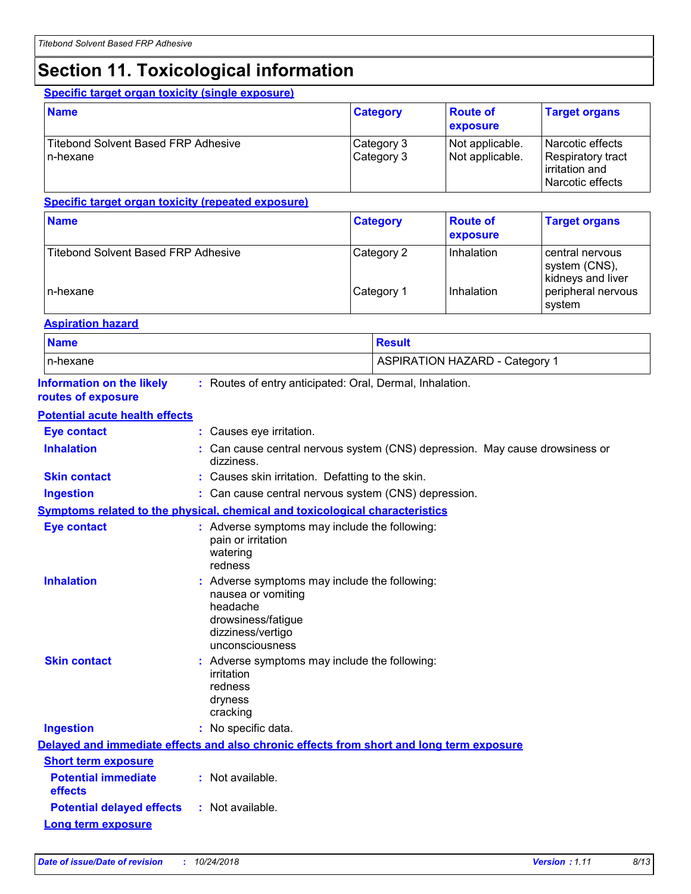## Section 11. Toxicological information

**Specific target organ toxicity (single exposure)**

| Name | Category | Route of exposure | Target organs |
|---|---|---|---|
| Titebond Solvent Based FRP Adhesive | Category 3 | Not applicable. | Narcotic effects |
| n-hexane | Category 3 | Not applicable. | Respiratory tract irritation and Narcotic effects |

**Specific target organ toxicity (repeated exposure)**

| Name | Category | Route of exposure | Target organs |
|---|---|---|---|
| Titebond Solvent Based FRP Adhesive | Category 2 | Inhalation | central nervous system (CNS), kidneys and liver |
| n-hexane | Category 1 | Inhalation | peripheral nervous system |

**Aspiration hazard**

| Name | Result |
|---|---|
| n-hexane | ASPIRATION HAZARD - Category 1 |

**Information on the likely routes of exposure** : Routes of entry anticipated: Oral, Dermal, Inhalation.

**Potential acute health effects**

**Eye contact** : Causes eye irritation.

**Inhalation** : Can cause central nervous system (CNS) depression. May cause drowsiness or dizziness.

**Skin contact** : Causes skin irritation. Defatting to the skin.

**Ingestion** : Can cause central nervous system (CNS) depression.

**Symptoms related to the physical, chemical and toxicological characteristics**

**Eye contact** : Adverse symptoms may include the following:
pain or irritation
watering
redness

**Inhalation** : Adverse symptoms may include the following:
nausea or vomiting
headache
drowsiness/fatigue
dizziness/vertigo
unconsciousness

**Skin contact** : Adverse symptoms may include the following:
irritation
redness
dryness
cracking

**Ingestion** : No specific data.

**Delayed and immediate effects and also chronic effects from short and long term exposure**

**Short term exposure**

**Potential immediate effects** : Not available.

**Potential delayed effects** : Not available.

**Long term exposure**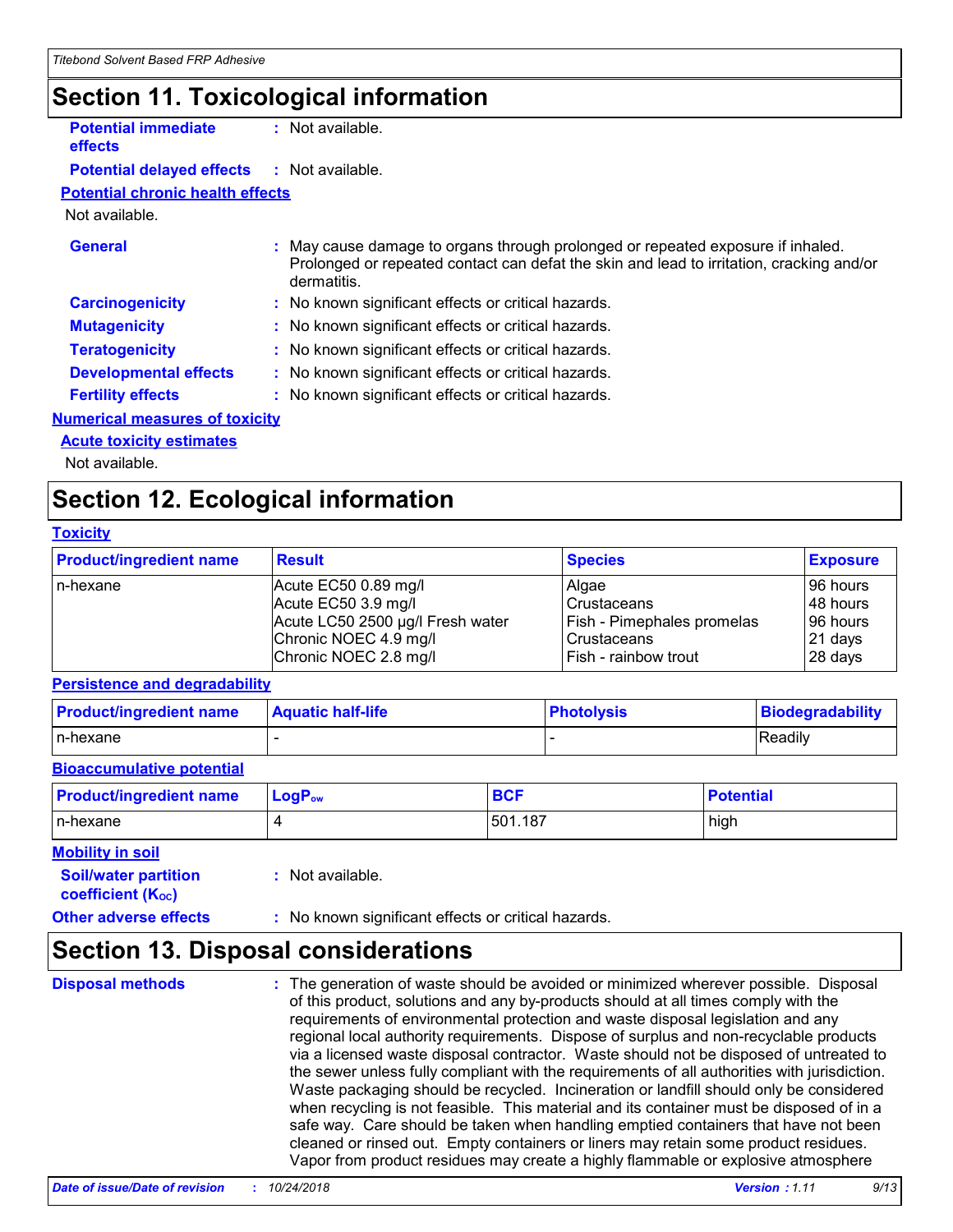## Section 11. Toxicological information

**Potential immediate effects** : Not available.

**Potential delayed effects** : Not available.

**Potential chronic health effects**

Not available.

**General** : May cause damage to organs through prolonged or repeated exposure if inhaled. Prolonged or repeated contact can defat the skin and lead to irritation, cracking and/or dermatitis.

**Carcinogenicity** : No known significant effects or critical hazards.

**Mutagenicity** : No known significant effects or critical hazards.

**Teratogenicity** : No known significant effects or critical hazards.

**Developmental effects** : No known significant effects or critical hazards.

**Fertility effects** : No known significant effects or critical hazards.

**Numerical measures of toxicity**

**Acute toxicity estimates**

Not available.

## Section 12. Ecological information

**Toxicity**

| Product/ingredient name | Result | Species | Exposure |
|---|---|---|---|
| n-hexane | Acute EC50 0.89 mg/l | Algae | 96 hours |
| | Acute EC50 3.9 mg/l | Crustaceans | 48 hours |
| | Acute LC50 2500 µg/l Fresh water | Fish - Pimephales promelas | 96 hours |
| | Chronic NOEC 4.9 mg/l | Crustaceans | 21 days |
| | Chronic NOEC 2.8 mg/l | Fish - rainbow trout | 28 days |

**Persistence and degradability**

| Product/ingredient name | Aquatic half-life | Photolysis | Biodegradability |
|---|---|---|---|
| n-hexane | - | - | Readily |

**Bioaccumulative potential**

| Product/ingredient name | $LogP_{ow}$ | BCF | Potential |
|---|---|---|---|
| n-hexane | 4 | 501.187 | high |

**Mobility in soil**

**Soil/water partition coefficient ($K_{OC}$)** : Not available.

**Other adverse effects** : No known significant effects or critical hazards.

## Section 13. Disposal considerations

**Disposal methods** : The generation of waste should be avoided or minimized wherever possible. Disposal of this product, solutions and any by-products should at all times comply with the requirements of environmental protection and waste disposal legislation and any regional local authority requirements. Dispose of surplus and non-recyclable products via a licensed waste disposal contractor. Waste should not be disposed of untreated to the sewer unless fully compliant with the requirements of all authorities with jurisdiction. Waste packaging should be recycled. Incineration or landfill should only be considered when recycling is not feasible. This material and its container must be disposed of in a safe way. Care should be taken when handling emptied containers that have not been cleaned or rinsed out. Empty containers or liners may retain some product residues. Vapor from product residues may create a highly flammable or explosive atmosphere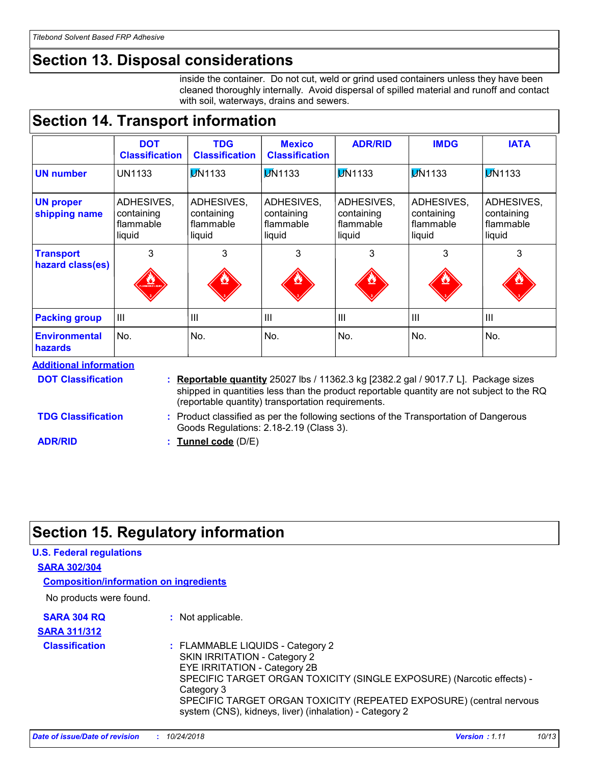## Section 13. Disposal considerations

inside the container. Do not cut, weld or grind used containers unless they have been cleaned thoroughly internally. Avoid dispersal of spilled material and runoff and contact with soil, waterways, drains and sewers.

## Section 14. Transport information

| | DOT Classification | TDG Classification | Mexico Classification | ADR/RID | IMDG | IATA |
|---|---|---|---|---|---|---|
| UN number | UN1133 | UN1133 | UN1133 | UN1133 | UN1133 | UN1133 |
| UN proper shipping name | ADHESIVES, containing flammable liquid | ADHESIVES, containing flammable liquid | ADHESIVES, containing flammable liquid | ADHESIVES, containing flammable liquid | ADHESIVES, containing flammable liquid | ADHESIVES, containing flammable liquid |
| Transport hazard class(es) | 3 | 3 | 3 | 3 | 3 | 3 |
| Packing group | III | III | III | III | III | III |
| Environmental hazards | No. | No. | No. | No. | No. | No. |

**Additional information**

**DOT Classification** : **Reportable quantity** 25027 lbs / 11362.3 kg [2382.2 gal / 9017.7 L]. Package sizes shipped in quantities less than the product reportable quantity are not subject to the RQ (reportable quantity) transportation requirements.

**TDG Classification** : Product classified as per the following sections of the Transportation of Dangerous Goods Regulations: 2.18-2.19 (Class 3).

**ADR/RID** : **Tunnel code** (D/E)

## Section 15. Regulatory information

**U.S. Federal regulations**

**SARA 302/304**

**Composition/information on ingredients**

No products were found.

**SARA 304 RQ** : Not applicable.

**SARA 311/312**

**Classification** : FLAMMABLE LIQUIDS - Category 2
SKIN IRRITATION - Category 2
EYE IRRITATION - Category 2B
SPECIFIC TARGET ORGAN TOXICITY (SINGLE EXPOSURE) (Narcotic effects) - Category 3
SPECIFIC TARGET ORGAN TOXICITY (REPEATED EXPOSURE) (central nervous system (CNS), kidneys, liver) (inhalation) - Category 2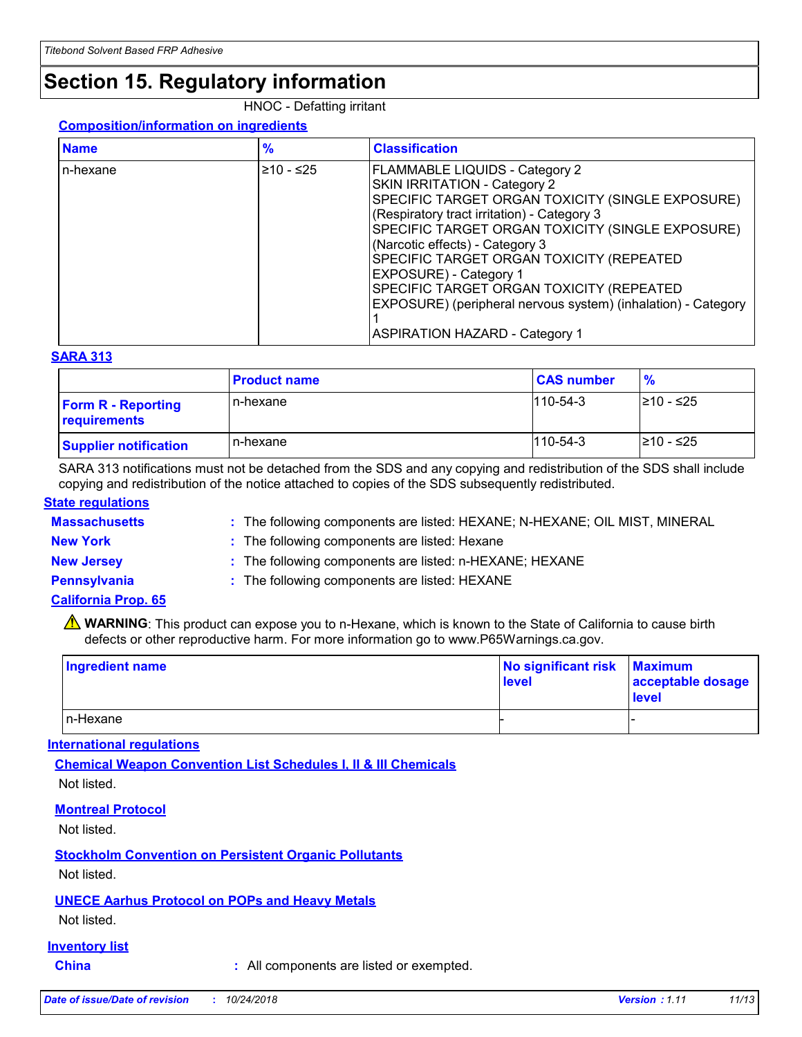# Section 15. Regulatory information

HNOC - Defatting irritant

**Composition/information on ingredients**

| Name | % | Classification |
|---|---|---|
| n-hexane | ≥10 - ≤25 | FLAMMABLE LIQUIDS - Category 2<br>SKIN IRRITATION - Category 2<br>SPECIFIC TARGET ORGAN TOXICITY (SINGLE EXPOSURE) (Respiratory tract irritation) - Category 3<br>SPECIFIC TARGET ORGAN TOXICITY (SINGLE EXPOSURE) (Narcotic effects) - Category 3<br>SPECIFIC TARGET ORGAN TOXICITY (REPEATED EXPOSURE) - Category 1<br>SPECIFIC TARGET ORGAN TOXICITY (REPEATED EXPOSURE) (peripheral nervous system) (inhalation) - Category 1<br>ASPIRATION HAZARD - Category 1 |

**SARA 313**

| | Product name | CAS number | % |
|---|---|---|---|
| **Form R - Reporting requirements** | n-hexane | 110-54-3 | ≥10 - ≤25 |
| **Supplier notification** | n-hexane | 110-54-3 | ≥10 - ≤25 |

SARA 313 notifications must not be detached from the SDS and any copying and redistribution of the SDS shall include copying and redistribution of the notice attached to copies of the SDS subsequently redistributed.

**State regulations**

**Massachusetts** : The following components are listed: HEXANE; N-HEXANE; OIL MIST, MINERAL

**New York** : The following components are listed: Hexane

**New Jersey** : The following components are listed: n-HEXANE; HEXANE

**Pennsylvania** : The following components are listed: HEXANE

**California Prop. 65**

⚠ **WARNING**: This product can expose you to n-Hexane, which is known to the State of California to cause birth defects or other reproductive harm. For more information go to www.P65Warnings.ca.gov.

| Ingredient name | No significant risk level | Maximum acceptable dosage level |
|---|---|---|
| n-Hexane | - | - |

**International regulations**

**Chemical Weapon Convention List Schedules I, II & III Chemicals**

Not listed.

**Montreal Protocol**

Not listed.

**Stockholm Convention on Persistent Organic Pollutants**

Not listed.

**UNECE Aarhus Protocol on POPs and Heavy Metals**

Not listed.

**Inventory list**

**China** : All components are listed or exempted.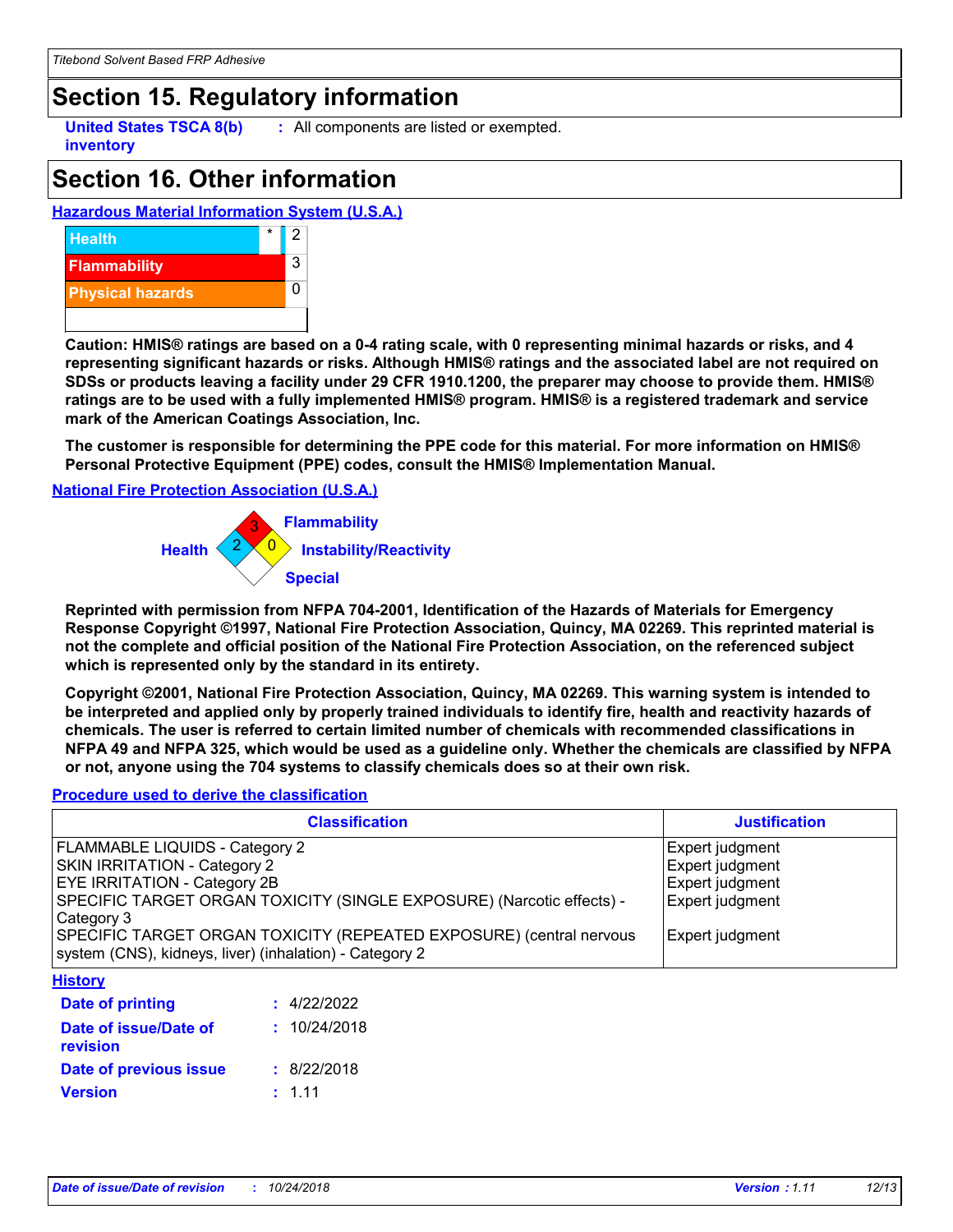## Section 15. Regulatory information

**United States TSCA 8(b) inventory** : All components are listed or exempted.

## Section 16. Other information

**Hazardous Material Information System (U.S.A.)**

| | | |
|---|---|---|
| Health | * | 2 |
| Flammability | | 3 |
| Physical hazards | | 0 |

**Caution: HMIS® ratings are based on a 0-4 rating scale, with 0 representing minimal hazards or risks, and 4 representing significant hazards or risks. Although HMIS® ratings and the associated label are not required on SDSs or products leaving a facility under 29 CFR 1910.1200, the preparer may choose to provide them. HMIS® ratings are to be used with a fully implemented HMIS® program. HMIS® is a registered trademark and service mark of the American Coatings Association, Inc.**

**The customer is responsible for determining the PPE code for this material. For more information on HMIS® Personal Protective Equipment (PPE) codes, consult the HMIS® Implementation Manual.**

**National Fire Protection Association (U.S.A.)**

Flammability: 3
Health: 2
Instability/Reactivity: 0
Special:

**Reprinted with permission from NFPA 704-2001, Identification of the Hazards of Materials for Emergency Response Copyright ©1997, National Fire Protection Association, Quincy, MA 02269. This reprinted material is not the complete and official position of the National Fire Protection Association, on the referenced subject which is represented only by the standard in its entirety.**

**Copyright ©2001, National Fire Protection Association, Quincy, MA 02269. This warning system is intended to be interpreted and applied only by properly trained individuals to identify fire, health and reactivity hazards of chemicals. The user is referred to certain limited number of chemicals with recommended classifications in NFPA 49 and NFPA 325, which would be used as a guideline only. Whether the chemicals are classified by NFPA or not, anyone using the 704 systems to classify chemicals does so at their own risk.**

**Procedure used to derive the classification**

| Classification | Justification |
|---|---|
| FLAMMABLE LIQUIDS - Category 2 | Expert judgment |
| SKIN IRRITATION - Category 2 | Expert judgment |
| EYE IRRITATION - Category 2B | Expert judgment |
| SPECIFIC TARGET ORGAN TOXICITY (SINGLE EXPOSURE) (Narcotic effects) - Category 3 | Expert judgment |
| SPECIFIC TARGET ORGAN TOXICITY (REPEATED EXPOSURE) (central nervous system (CNS), kidneys, liver) (inhalation) - Category 2 | Expert judgment |

**History**

**Date of printing** : 4/22/2022

**Date of issue/Date of revision** : 10/24/2018

**Date of previous issue** : 8/22/2018

**Version** : 1.11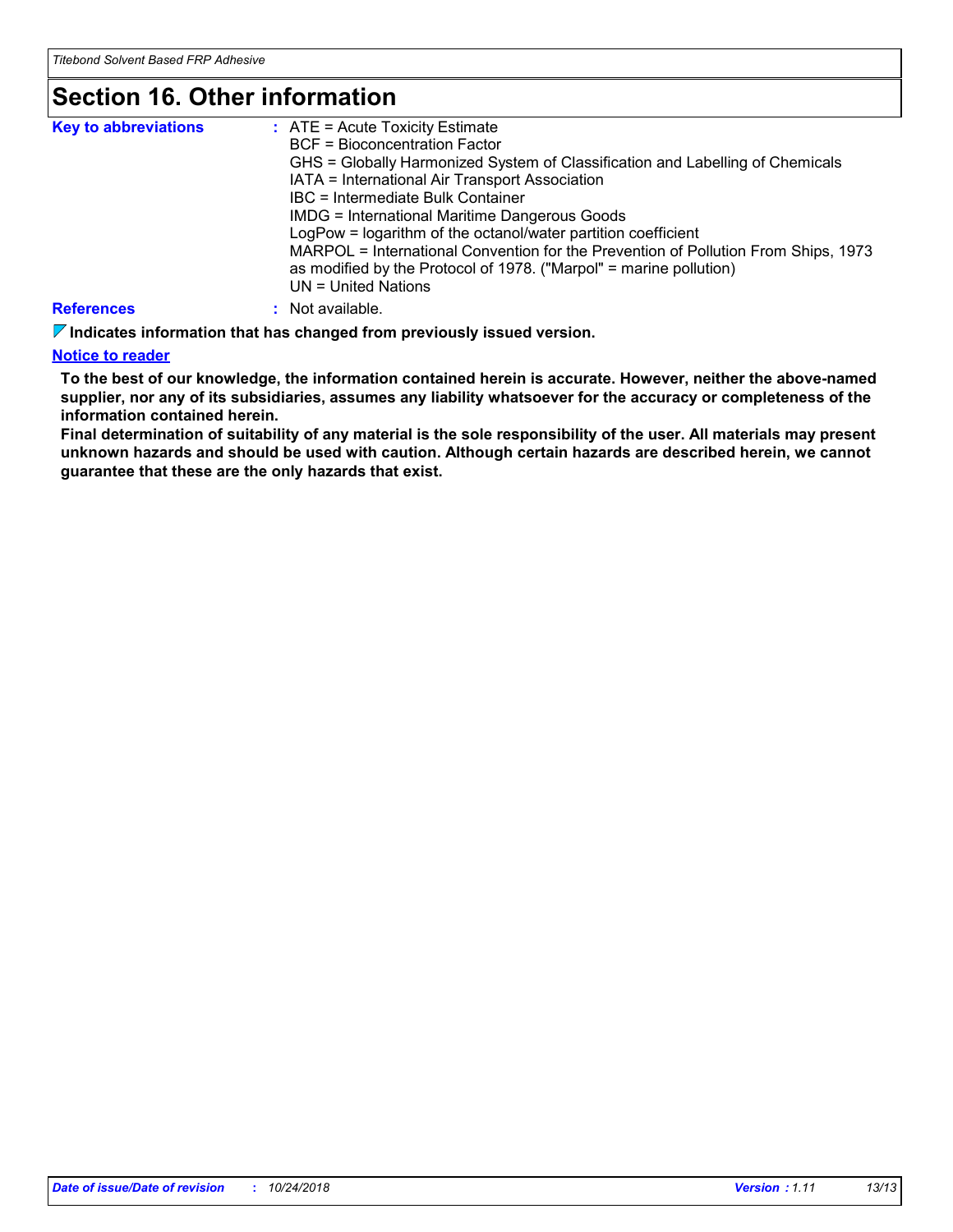## Section 16. Other information

**Key to abbreviations** : ATE = Acute Toxicity Estimate
BCF = Bioconcentration Factor
GHS = Globally Harmonized System of Classification and Labelling of Chemicals
IATA = International Air Transport Association
IBC = Intermediate Bulk Container
IMDG = International Maritime Dangerous Goods
LogPow = logarithm of the octanol/water partition coefficient
MARPOL = International Convention for the Prevention of Pollution From Ships, 1973 as modified by the Protocol of 1978. ("Marpol" = marine pollution)
UN = United Nations

**References** : Not available.

**Indicates information that has changed from previously issued version.**

**Notice to reader**

**To the best of our knowledge, the information contained herein is accurate. However, neither the above-named supplier, nor any of its subsidiaries, assumes any liability whatsoever for the accuracy or completeness of the information contained herein.**

**Final determination of suitability of any material is the sole responsibility of the user. All materials may present unknown hazards and should be used with caution. Although certain hazards are described herein, we cannot guarantee that these are the only hazards that exist.**